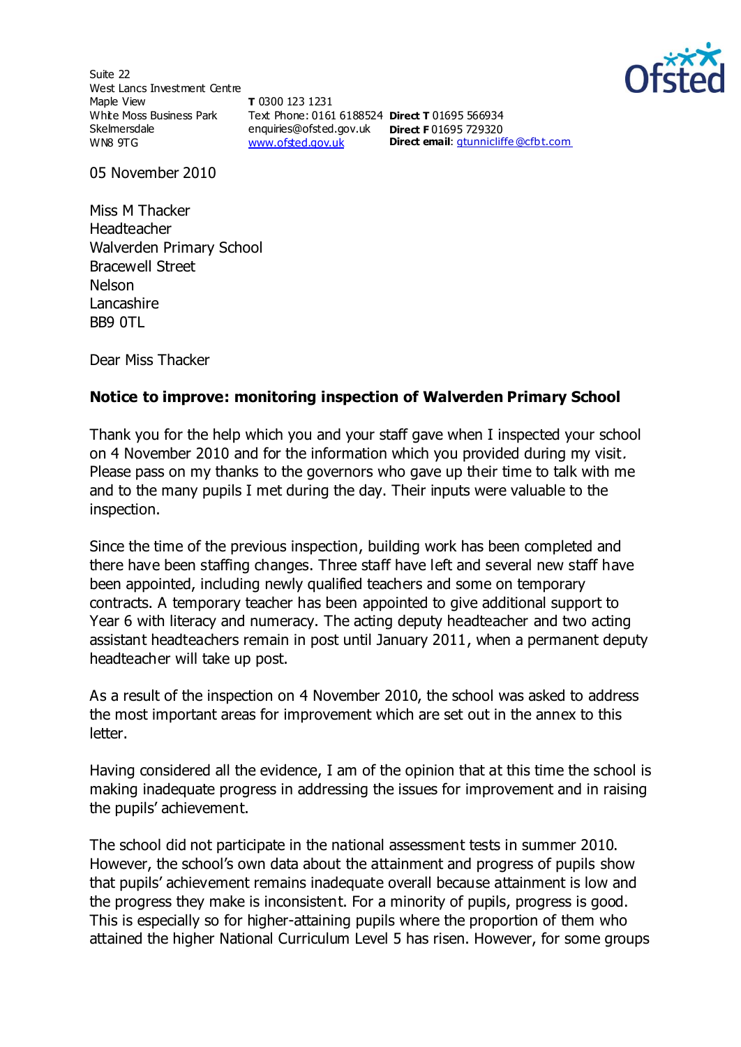Suite 22
West Lancs Investment Centre
Maple View
White Moss Business Park
Skelmersdale
WN8 9TG

**T** 0300 123 1231
Text Phone: 0161 6188524
enquiries@ofsted.gov.uk
www.ofsted.gov.uk

**Direct T** 01695 566934
**Direct F** 01695 729320
**Direct email**: gtunnicliffe@cfbt.com

05 November 2010

Miss M Thacker
Headteacher
Walverden Primary School
Bracewell Street
Nelson
Lancashire
BB9 0TL

Dear Miss Thacker

**Notice to improve: monitoring inspection of Walverden Primary School**

Thank you for the help which you and your staff gave when I inspected your school on 4 November 2010 and for the information which you provided during my visit. Please pass on my thanks to the governors who gave up their time to talk with me and to the many pupils I met during the day. Their inputs were valuable to the inspection.

Since the time of the previous inspection, building work has been completed and there have been staffing changes. Three staff have left and several new staff have been appointed, including newly qualified teachers and some on temporary contracts. A temporary teacher has been appointed to give additional support to Year 6 with literacy and numeracy. The acting deputy headteacher and two acting assistant headteachers remain in post until January 2011, when a permanent deputy headteacher will take up post.

As a result of the inspection on 4 November 2010, the school was asked to address the most important areas for improvement which are set out in the annex to this letter.

Having considered all the evidence, I am of the opinion that at this time the school is making inadequate progress in addressing the issues for improvement and in raising the pupils' achievement.

The school did not participate in the national assessment tests in summer 2010. However, the school's own data about the attainment and progress of pupils show that pupils' achievement remains inadequate overall because attainment is low and the progress they make is inconsistent. For a minority of pupils, progress is good. This is especially so for higher-attaining pupils where the proportion of them who attained the higher National Curriculum Level 5 has risen. However, for some groups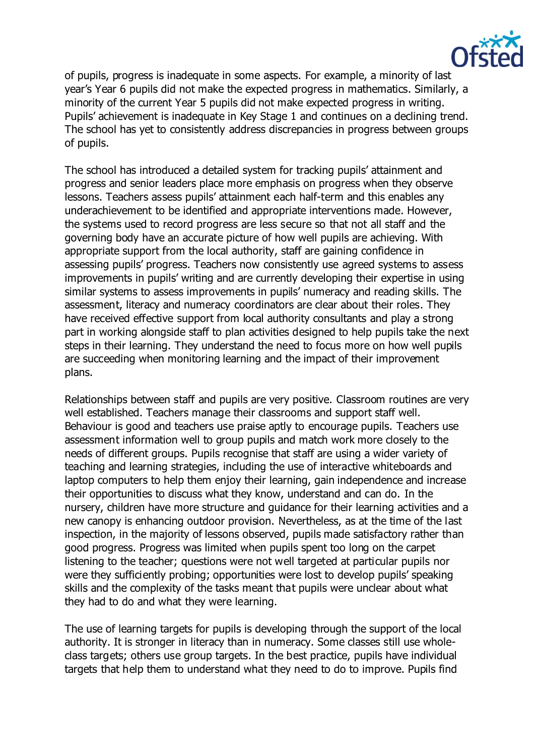of pupils, progress is inadequate in some aspects. For example, a minority of last year's Year 6 pupils did not make the expected progress in mathematics. Similarly, a minority of the current Year 5 pupils did not make expected progress in writing. Pupils' achievement is inadequate in Key Stage 1 and continues on a declining trend. The school has yet to consistently address discrepancies in progress between groups of pupils.

The school has introduced a detailed system for tracking pupils' attainment and progress and senior leaders place more emphasis on progress when they observe lessons. Teachers assess pupils' attainment each half-term and this enables any underachievement to be identified and appropriate interventions made. However, the systems used to record progress are less secure so that not all staff and the governing body have an accurate picture of how well pupils are achieving. With appropriate support from the local authority, staff are gaining confidence in assessing pupils' progress. Teachers now consistently use agreed systems to assess improvements in pupils' writing and are currently developing their expertise in using similar systems to assess improvements in pupils' numeracy and reading skills. The assessment, literacy and numeracy coordinators are clear about their roles. They have received effective support from local authority consultants and play a strong part in working alongside staff to plan activities designed to help pupils take the next steps in their learning. They understand the need to focus more on how well pupils are succeeding when monitoring learning and the impact of their improvement plans.

Relationships between staff and pupils are very positive. Classroom routines are very well established. Teachers manage their classrooms and support staff well. Behaviour is good and teachers use praise aptly to encourage pupils. Teachers use assessment information well to group pupils and match work more closely to the needs of different groups. Pupils recognise that staff are using a wider variety of teaching and learning strategies, including the use of interactive whiteboards and laptop computers to help them enjoy their learning, gain independence and increase their opportunities to discuss what they know, understand and can do. In the nursery, children have more structure and guidance for their learning activities and a new canopy is enhancing outdoor provision. Nevertheless, as at the time of the last inspection, in the majority of lessons observed, pupils made satisfactory rather than good progress. Progress was limited when pupils spent too long on the carpet listening to the teacher; questions were not well targeted at particular pupils nor were they sufficiently probing; opportunities were lost to develop pupils' speaking skills and the complexity of the tasks meant that pupils were unclear about what they had to do and what they were learning.

The use of learning targets for pupils is developing through the support of the local authority. It is stronger in literacy than in numeracy. Some classes still use whole-class targets; others use group targets. In the best practice, pupils have individual targets that help them to understand what they need to do to improve. Pupils find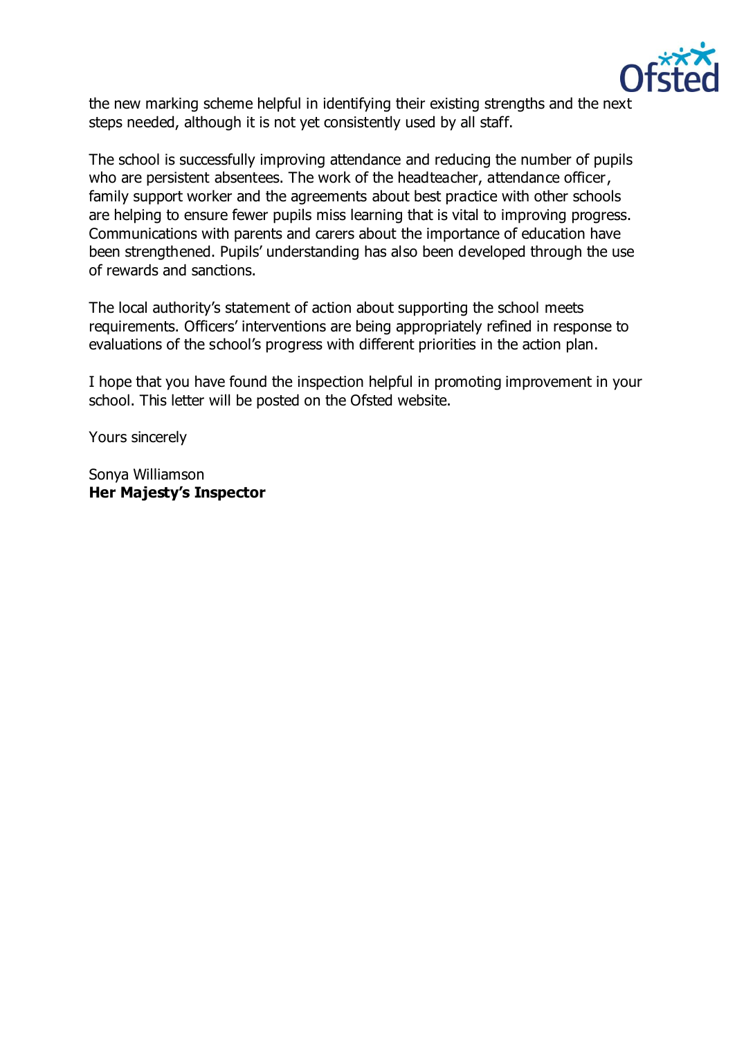the new marking scheme helpful in identifying their existing strengths and the next steps needed, although it is not yet consistently used by all staff.

The school is successfully improving attendance and reducing the number of pupils who are persistent absentees. The work of the headteacher, attendance officer, family support worker and the agreements about best practice with other schools are helping to ensure fewer pupils miss learning that is vital to improving progress. Communications with parents and carers about the importance of education have been strengthened. Pupils' understanding has also been developed through the use of rewards and sanctions.

The local authority's statement of action about supporting the school meets requirements. Officers' interventions are being appropriately refined in response to evaluations of the school's progress with different priorities in the action plan.

I hope that you have found the inspection helpful in promoting improvement in your school. This letter will be posted on the Ofsted website.

Yours sincerely

Sonya Williamson
**Her Majesty's Inspector**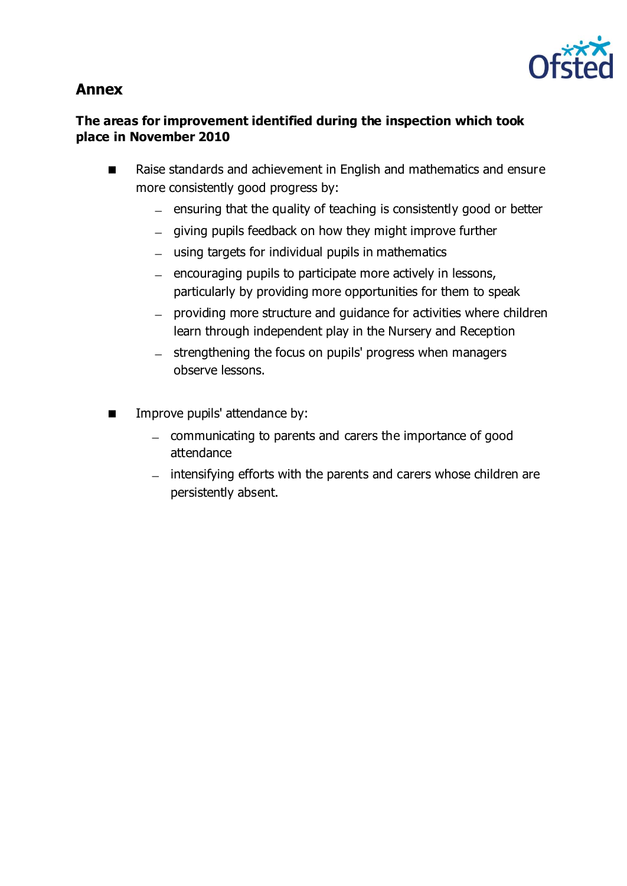## Annex

**The areas for improvement identified during the inspection which took place in November 2010**

- Raise standards and achievement in English and mathematics and ensure more consistently good progress by:
  - ensuring that the quality of teaching is consistently good or better
  - giving pupils feedback on how they might improve further
  - using targets for individual pupils in mathematics
  - encouraging pupils to participate more actively in lessons, particularly by providing more opportunities for them to speak
  - providing more structure and guidance for activities where children learn through independent play in the Nursery and Reception
  - strengthening the focus on pupils' progress when managers observe lessons.

- Improve pupils' attendance by:
  - communicating to parents and carers the importance of good attendance
  - intensifying efforts with the parents and carers whose children are persistently absent.